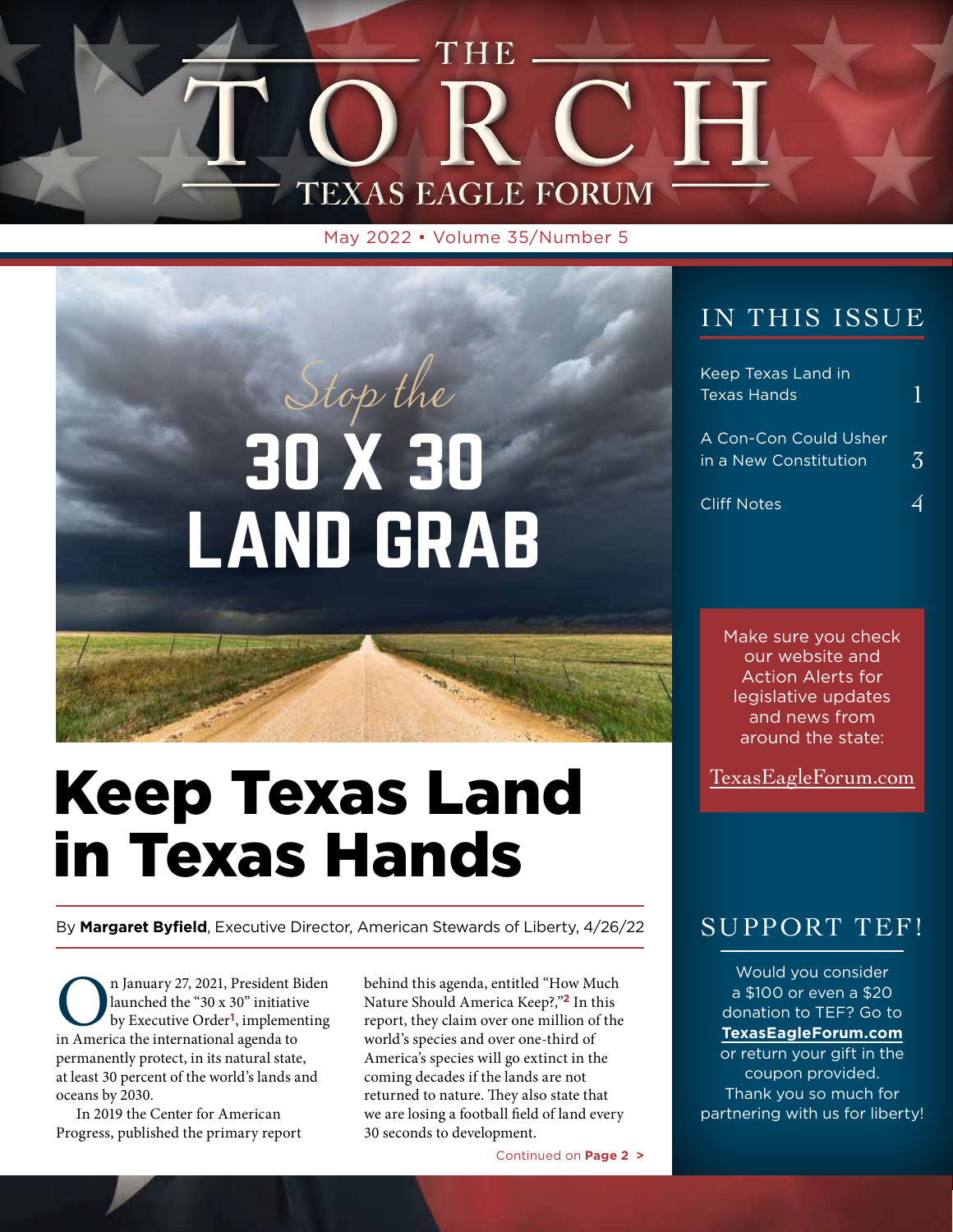# THE TORCH

## TEXAS EAGLE FORUM

May 2022 • Volume 35/Number 5

*Stop the*

# 30 X 30 LAND GRAB

## IN THIS ISSUE

- Keep Texas Land in Texas Hands — 1
- A Con-Con Could Usher in a New Constitution — 3
- Cliff Notes — 4

Make sure you check our website and Action Alerts for legislative updates and news from around the state:

TexasEagleForum.com

# Keep Texas Land in Texas Hands

By **Margaret Byfield**, Executive Director, American Stewards of Liberty, 4/26/22

On January 27, 2021, President Biden launched the "30 x 30" initiative by Executive Order[1], implementing in America the international agenda to permanently protect, in its natural state, at least 30 percent of the world's lands and oceans by 2030.

In 2019 the Center for American Progress, published the primary report behind this agenda, entitled "How Much Nature Should America Keep?,"[2] In this report, they claim over one million of the world's species and over one-third of America's species will go extinct in the coming decades if the lands are not returned to nature. They also state that we are losing a football field of land every 30 seconds to development.

Continued on **Page 2 >**

## SUPPORT TEF!

Would you consider a $100 or even a $20 donation to TEF? Go to **TexasEagleForum.com** or return your gift in the coupon provided. Thank you so much for partnering with us for liberty!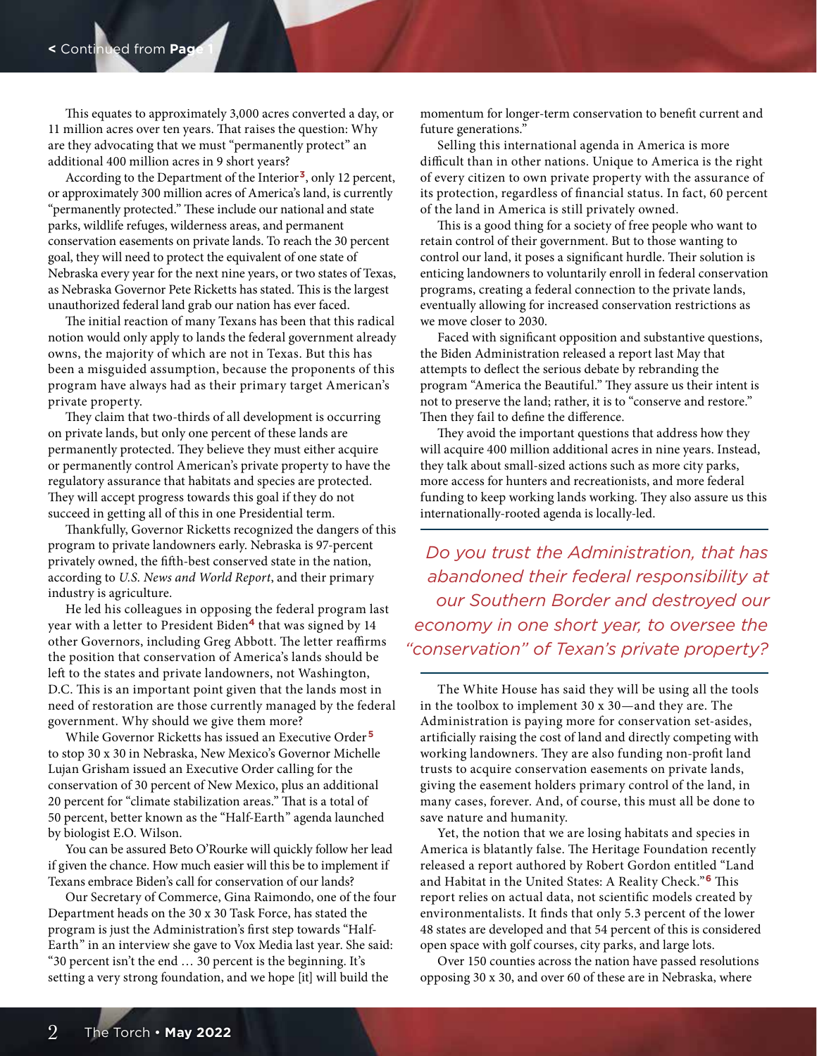< Continued from **Page 1**

This equates to approximately 3,000 acres converted a day, or 11 million acres over ten years. That raises the question: Why are they advocating that we must "permanently protect" an additional 400 million acres in 9 short years?

According to the Department of the Interior[3], only 12 percent, or approximately 300 million acres of America's land, is currently "permanently protected." These include our national and state parks, wildlife refuges, wilderness areas, and permanent conservation easements on private lands. To reach the 30 percent goal, they will need to protect the equivalent of one state of Nebraska every year for the next nine years, or two states of Texas, as Nebraska Governor Pete Ricketts has stated. This is the largest unauthorized federal land grab our nation has ever faced.

The initial reaction of many Texans has been that this radical notion would only apply to lands the federal government already owns, the majority of which are not in Texas. But this has been a misguided assumption, because the proponents of this program have always had as their primary target American's private property.

They claim that two-thirds of all development is occurring on private lands, but only one percent of these lands are permanently protected. They believe they must either acquire or permanently control American's private property to have the regulatory assurance that habitats and species are protected. They will accept progress towards this goal if they do not succeed in getting all of this in one Presidential term.

Thankfully, Governor Ricketts recognized the dangers of this program to private landowners early. Nebraska is 97-percent privately owned, the fifth-best conserved state in the nation, according to *U.S. News and World Report*, and their primary industry is agriculture.

He led his colleagues in opposing the federal program last year with a letter to President Biden[4] that was signed by 14 other Governors, including Greg Abbott. The letter reaffirms the position that conservation of America's lands should be left to the states and private landowners, not Washington, D.C. This is an important point given that the lands most in need of restoration are those currently managed by the federal government. Why should we give them more?

While Governor Ricketts has issued an Executive Order[5] to stop 30 x 30 in Nebraska, New Mexico's Governor Michelle Lujan Grisham issued an Executive Order calling for the conservation of 30 percent of New Mexico, plus an additional 20 percent for "climate stabilization areas." That is a total of 50 percent, better known as the "Half-Earth" agenda launched by biologist E.O. Wilson.

You can be assured Beto O'Rourke will quickly follow her lead if given the chance. How much easier will this be to implement if Texans embrace Biden's call for conservation of our lands?

Our Secretary of Commerce, Gina Raimondo, one of the four Department heads on the 30 x 30 Task Force, has stated the program is just the Administration's first step towards "Half-Earth" in an interview she gave to Vox Media last year. She said: "30 percent isn't the end … 30 percent is the beginning. It's setting a very strong foundation, and we hope [it] will build the momentum for longer-term conservation to benefit current and future generations."

Selling this international agenda in America is more difficult than in other nations. Unique to America is the right of every citizen to own private property with the assurance of its protection, regardless of financial status. In fact, 60 percent of the land in America is still privately owned.

This is a good thing for a society of free people who want to retain control of their government. But to those wanting to control our land, it poses a significant hurdle. Their solution is enticing landowners to voluntarily enroll in federal conservation programs, creating a federal connection to the private lands, eventually allowing for increased conservation restrictions as we move closer to 2030.

Faced with significant opposition and substantive questions, the Biden Administration released a report last May that attempts to deflect the serious debate by rebranding the program "America the Beautiful." They assure us their intent is not to preserve the land; rather, it is to "conserve and restore." Then they fail to define the difference.

They avoid the important questions that address how they will acquire 400 million additional acres in nine years. Instead, they talk about small-sized actions such as more city parks, more access for hunters and recreationists, and more federal funding to keep working lands working. They also assure us this internationally-rooted agenda is locally-led.

> *Do you trust the Administration, that has abandoned their federal responsibility at our Southern Border and destroyed our economy in one short year, to oversee the "conservation" of Texan's private property?*

The White House has said they will be using all the tools in the toolbox to implement 30 x 30—and they are. The Administration is paying more for conservation set-asides, artificially raising the cost of land and directly competing with working landowners. They are also funding non-profit land trusts to acquire conservation easements on private lands, giving the easement holders primary control of the land, in many cases, forever. And, of course, this must all be done to save nature and humanity.

Yet, the notion that we are losing habitats and species in America is blatantly false. The Heritage Foundation recently released a report authored by Robert Gordon entitled "Land and Habitat in the United States: A Reality Check."[6] This report relies on actual data, not scientific models created by environmentalists. It finds that only 5.3 percent of the lower 48 states are developed and that 54 percent of this is considered open space with golf courses, city parks, and large lots.

Over 150 counties across the nation have passed resolutions opposing 30 x 30, and over 60 of these are in Nebraska, where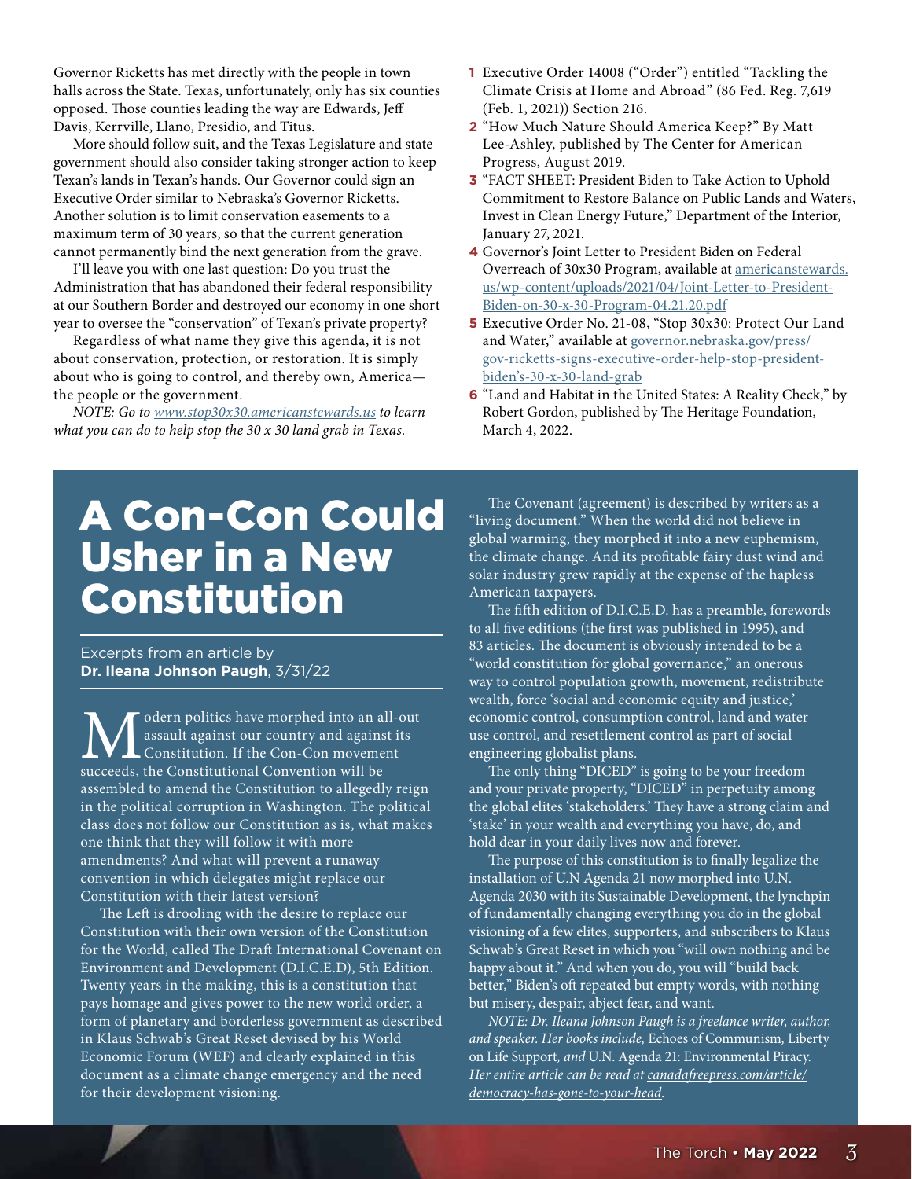Governor Ricketts has met directly with the people in town halls across the State. Texas, unfortunately, only has six counties opposed. Those counties leading the way are Edwards, Jeff Davis, Kerrville, Llano, Presidio, and Titus.

More should follow suit, and the Texas Legislature and state government should also consider taking stronger action to keep Texan's lands in Texan's hands. Our Governor could sign an Executive Order similar to Nebraska's Governor Ricketts. Another solution is to limit conservation easements to a maximum term of 30 years, so that the current generation cannot permanently bind the next generation from the grave.

I'll leave you with one last question: Do you trust the Administration that has abandoned their federal responsibility at our Southern Border and destroyed our economy in one short year to oversee the "conservation" of Texan's private property?

Regardless of what name they give this agenda, it is not about conservation, protection, or restoration. It is simply about who is going to control, and thereby own, America—the people or the government.

*NOTE: Go to www.stop30x30.americanstewards.us to learn what you can do to help stop the 30 x 30 land grab in Texas.*

1. Executive Order 14008 ("Order") entitled "Tackling the Climate Crisis at Home and Abroad" (86 Fed. Reg. 7,619 (Feb. 1, 2021)) Section 216.
2. "How Much Nature Should America Keep?" By Matt Lee-Ashley, published by The Center for American Progress, August 2019.
3. "FACT SHEET: President Biden to Take Action to Uphold Commitment to Restore Balance on Public Lands and Waters, Invest in Clean Energy Future," Department of the Interior, January 27, 2021.
4. Governor's Joint Letter to President Biden on Federal Overreach of 30x30 Program, available at americanstewards.us/wp-content/uploads/2021/04/Joint-Letter-to-President-Biden-on-30-x-30-Program-04.21.20.pdf
5. Executive Order No. 21-08, "Stop 30x30: Protect Our Land and Water," available at governor.nebraska.gov/press/gov-ricketts-signs-executive-order-help-stop-president-biden's-30-x-30-land-grab
6. "Land and Habitat in the United States: A Reality Check," by Robert Gordon, published by The Heritage Foundation, March 4, 2022.

# A Con-Con Could Usher in a New Constitution

Excerpts from an article by **Dr. Ileana Johnson Paugh**, 3/31/22

Modern politics have morphed into an all-out assault against our country and against its Constitution. If the Con-Con movement succeeds, the Constitutional Convention will be assembled to amend the Constitution to allegedly reign in the political corruption in Washington. The political class does not follow our Constitution as is, what makes one think that they will follow it with more amendments? And what will prevent a runaway convention in which delegates might replace our Constitution with their latest version?

The Left is drooling with the desire to replace our Constitution with their own version of the Constitution for the World, called The Draft International Covenant on Environment and Development (D.I.C.E.D), 5th Edition. Twenty years in the making, this is a constitution that pays homage and gives power to the new world order, a form of planetary and borderless government as described in Klaus Schwab's Great Reset devised by his World Economic Forum (WEF) and clearly explained in this document as a climate change emergency and the need for their development visioning.

The Covenant (agreement) is described by writers as a "living document." When the world did not believe in global warming, they morphed it into a new euphemism, the climate change. And its profitable fairy dust wind and solar industry grew rapidly at the expense of the hapless American taxpayers.

The fifth edition of D.I.C.E.D. has a preamble, forewords to all five editions (the first was published in 1995), and 83 articles. The document is obviously intended to be a "world constitution for global governance," an onerous way to control population growth, movement, redistribute wealth, force 'social and economic equity and justice,' economic control, consumption control, land and water use control, and resettlement control as part of social engineering globalist plans.

The only thing "DICED" is going to be your freedom and your private property, "DICED" in perpetuity among the global elites 'stakeholders.' They have a strong claim and 'stake' in your wealth and everything you have, do, and hold dear in your daily lives now and forever.

The purpose of this constitution is to finally legalize the installation of U.N Agenda 21 now morphed into U.N. Agenda 2030 with its Sustainable Development, the lynchpin of fundamentally changing everything you do in the global visioning of a few elites, supporters, and subscribers to Klaus Schwab's Great Reset in which you "will own nothing and be happy about it." And when you do, you will "build back better," Biden's oft repeated but empty words, with nothing but misery, despair, abject fear, and want.

*NOTE: Dr. Ileana Johnson Paugh is a freelance writer, author, and speaker. Her books include,* Echoes of Communism, Liberty on Life Support, *and* U.N. Agenda 21: Environmental Piracy. *Her entire article can be read at canadafreepress.com/article/democracy-has-gone-to-your-head.*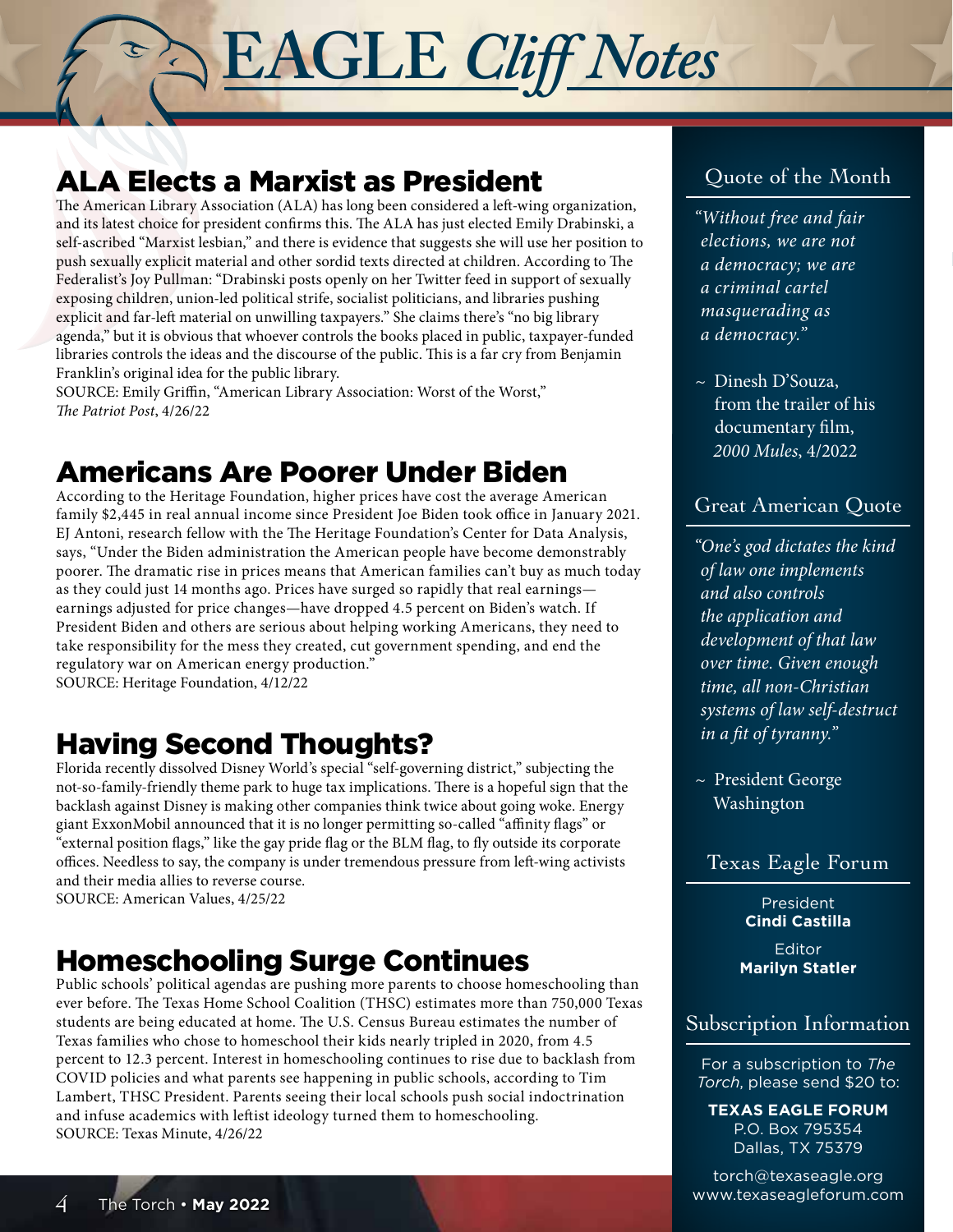# EAGLE *Cliff Notes*

## ALA Elects a Marxist as President

The American Library Association (ALA) has long been considered a left-wing organization, and its latest choice for president confirms this. The ALA has just elected Emily Drabinski, a self-ascribed "Marxist lesbian," and there is evidence that suggests she will use her position to push sexually explicit material and other sordid texts directed at children. According to The Federalist's Joy Pullman: "Drabinski posts openly on her Twitter feed in support of sexually exposing children, union-led political strife, socialist politicians, and libraries pushing explicit and far-left material on unwilling taxpayers." She claims there's "no big library agenda," but it is obvious that whoever controls the books placed in public, taxpayer-funded libraries controls the ideas and the discourse of the public. This is a far cry from Benjamin Franklin's original idea for the public library.

SOURCE: Emily Griffin, "American Library Association: Worst of the Worst," *The Patriot Post*, 4/26/22

## Americans Are Poorer Under Biden

According to the Heritage Foundation, higher prices have cost the average American family $2,445 in real annual income since President Joe Biden took office in January 2021. EJ Antoni, research fellow with the The Heritage Foundation's Center for Data Analysis, says, "Under the Biden administration the American people have become demonstrably poorer. The dramatic rise in prices means that American families can't buy as much today as they could just 14 months ago. Prices have surged so rapidly that real earnings—earnings adjusted for price changes—have dropped 4.5 percent on Biden's watch. If President Biden and others are serious about helping working Americans, they need to take responsibility for the mess they created, cut government spending, and end the regulatory war on American energy production."

SOURCE: Heritage Foundation, 4/12/22

## Having Second Thoughts?

Florida recently dissolved Disney World's special "self-governing district," subjecting the not-so-family-friendly theme park to huge tax implications. There is a hopeful sign that the backlash against Disney is making other companies think twice about going woke. Energy giant ExxonMobil announced that it is no longer permitting so-called "affinity flags" or "external position flags," like the gay pride flag or the BLM flag, to fly outside its corporate offices. Needless to say, the company is under tremendous pressure from left-wing activists and their media allies to reverse course.

SOURCE: American Values, 4/25/22

## Homeschooling Surge Continues

Public schools' political agendas are pushing more parents to choose homeschooling than ever before. The Texas Home School Coalition (THSC) estimates more than 750,000 Texas students are being educated at home. The U.S. Census Bureau estimates the number of Texas families who chose to homeschool their kids nearly tripled in 2020, from 4.5 percent to 12.3 percent. Interest in homeschooling continues to rise due to backlash from COVID policies and what parents see happening in public schools, according to Tim Lambert, THSC President. Parents seeing their local schools push social indoctrination and infuse academics with leftist ideology turned them to homeschooling.

SOURCE: Texas Minute, 4/26/22

### Quote of the Month

*"Without free and fair elections, we are not a democracy; we are a criminal cartel masquerading as a democracy."*

~ Dinesh D'Souza, from the trailer of his documentary film, *2000 Mules*, 4/2022

### Great American Quote

*"One's god dictates the kind of law one implements and also controls the application and development of that law over time. Given enough time, all non-Christian systems of law self-destruct in a fit of tyranny."*

~ President George Washington

### Texas Eagle Forum

President
**Cindi Castilla**

Editor
**Marilyn Statler**

### Subscription Information

For a subscription to *The Torch,* please send $20 to:

**TEXAS EAGLE FORUM**
P.O. Box 795354
Dallas, TX 75379

torch@texaseagle.org
www.texaseagleforum.com